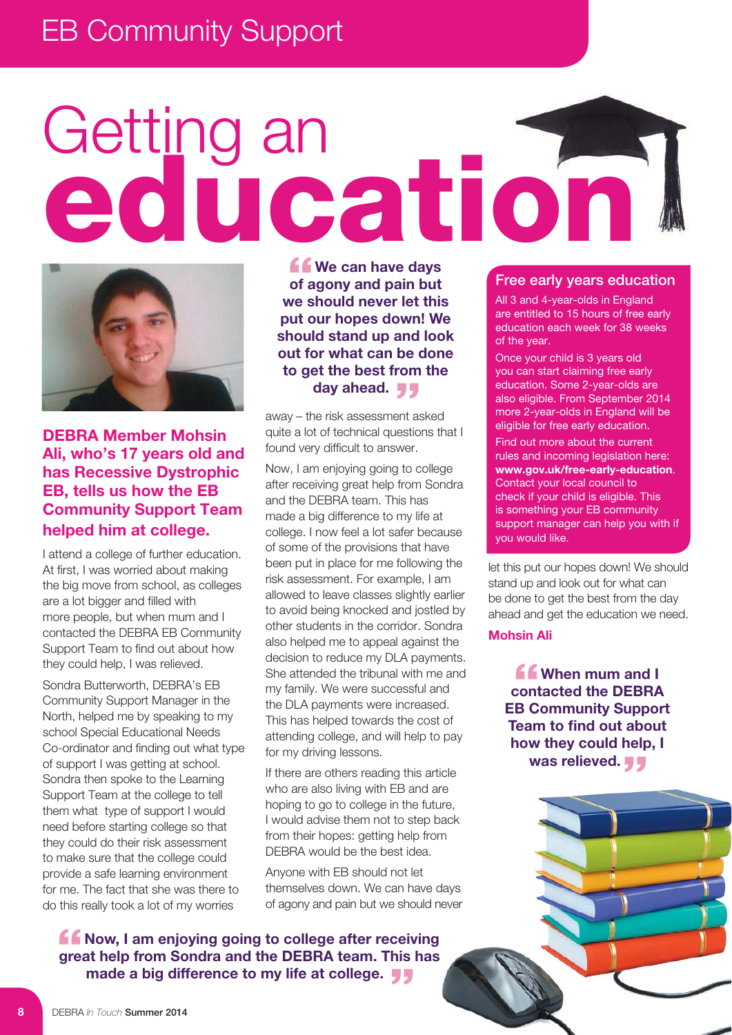# Getting an education

## DEBRA Member Mohsin Ali, who's 17 years old and has Recessive Dystrophic EB, tells us how the EB Community Support Team helped him at college.

I attend a college of further education. At first, I was worried about making the big move from school, as colleges are a lot bigger and filled with more people, but when mum and I contacted the DEBRA EB Community Support Team to find out about how they could help, I was relieved.

Sondra Butterworth, DEBRA's EB Community Support Manager in the North, helped me by speaking to my school Special Educational Needs Co-ordinator and finding out what type of support I was getting at school. Sondra then spoke to the Learning Support Team at the college to tell them what type of support I would need before starting college so that they could do their risk assessment to make sure that the college could provide a safe learning environment for me. The fact that she was there to do this really took a lot of my worries away – the risk assessment asked quite a lot of technical questions that I found very difficult to answer.

> **"We can have days of agony and pain but we should never let this put our hopes down! We should stand up and look out for what can be done to get the best from the day ahead."**

Now, I am enjoying going to college after receiving great help from Sondra and the DEBRA team. This has made a big difference to my life at college. I now feel a lot safer because of some of the provisions that have been put in place for me following the risk assessment. For example, I am allowed to leave classes slightly earlier to avoid being knocked and jostled by other students in the corridor. Sondra also helped me to appeal against the decision to reduce my DLA payments. She attended the tribunal with me and my family. We were successful and the DLA payments were increased. This has helped towards the cost of attending college, and will help to pay for my driving lessons.

If there are others reading this article who are also living with EB and are hoping to go to college in the future, I would advise them not to step back from their hopes: getting help from DEBRA would be the best idea.

Anyone with EB should not let themselves down. We can have days of agony and pain but we should never let this put our hopes down! We should stand up and look out for what can be done to get the best from the day ahead and get the education we need.

**Mohsin Ali**

> **"When mum and I contacted the DEBRA EB Community Support Team to find out about how they could help, I was relieved."**

> **"Now, I am enjoying going to college after receiving great help from Sondra and the DEBRA team. This has made a big difference to my life at college."**

### Free early years education

All 3 and 4-year-olds in England are entitled to 15 hours of free early education each week for 38 weeks of the year.

Once your child is 3 years old you can start claiming free early education. Some 2-year-olds are also eligible. From September 2014 more 2-year-olds in England will be eligible for free early education.

Find out more about the current rules and incoming legislation here: **www.gov.uk/free-early-education**. Contact your local council to check if your child is eligible. This is something your EB community support manager can help you with if you would like.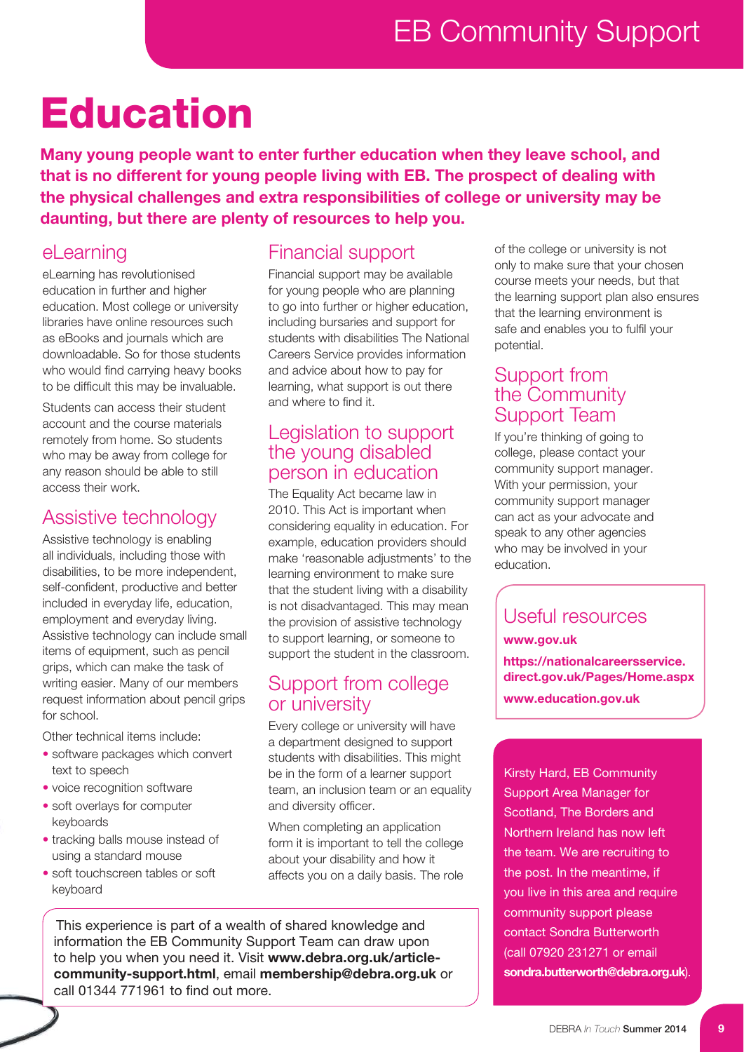# Education

**Many young people want to enter further education when they leave school, and that is no different for young people living with EB. The prospect of dealing with the physical challenges and extra responsibilities of college or university may be daunting, but there are plenty of resources to help you.**

## eLearning

eLearning has revolutionised education in further and higher education. Most college or university libraries have online resources such as eBooks and journals which are downloadable. So for those students who would find carrying heavy books to be difficult this may be invaluable.

Students can access their student account and the course materials remotely from home. So students who may be away from college for any reason should be able to still access their work.

## Assistive technology

Assistive technology is enabling all individuals, including those with disabilities, to be more independent, self-confident, productive and better included in everyday life, education, employment and everyday living. Assistive technology can include small items of equipment, such as pencil grips, which can make the task of writing easier. Many of our members request information about pencil grips for school.

Other technical items include:

- software packages which convert text to speech
- voice recognition software
- soft overlays for computer keyboards
- tracking balls mouse instead of using a standard mouse
- soft touchscreen tables or soft keyboard

## Financial support

Financial support may be available for young people who are planning to go into further or higher education, including bursaries and support for students with disabilities The National Careers Service provides information and advice about how to pay for learning, what support is out there and where to find it.

## Legislation to support the young disabled person in education

The Equality Act became law in 2010. This Act is important when considering equality in education. For example, education providers should make 'reasonable adjustments' to the learning environment to make sure that the student living with a disability is not disadvantaged. This may mean the provision of assistive technology to support learning, or someone to support the student in the classroom.

## Support from college or university

Every college or university will have a department designed to support students with disabilities. This might be in the form of a learner support team, an inclusion team or an equality and diversity officer.

When completing an application form it is important to tell the college about your disability and how it affects you on a daily basis. The role of the college or university is not only to make sure that your chosen course meets your needs, but that the learning support plan also ensures that the learning environment is safe and enables you to fulfil your potential.

## Support from the Community Support Team

If you're thinking of going to college, please contact your community support manager. With your permission, your community support manager can act as your advocate and speak to any other agencies who may be involved in your education.

## Useful resources

**www.gov.uk**

**https://nationalcareersservice.direct.gov.uk/Pages/Home.aspx**

**www.education.gov.uk**

Kirsty Hard, EB Community Support Area Manager for Scotland, The Borders and Northern Ireland has now left the team. We are recruiting to the post. In the meantime, if you live in this area and require community support please contact Sondra Butterworth (call 07920 231271 or email **sondra.butterworth@debra.org.uk**).

This experience is part of a wealth of shared knowledge and information the EB Community Support Team can draw upon to help you when you need it. Visit **www.debra.org.uk/article-community-support.html**, email **membership@debra.org.uk** or call 01344 771961 to find out more.